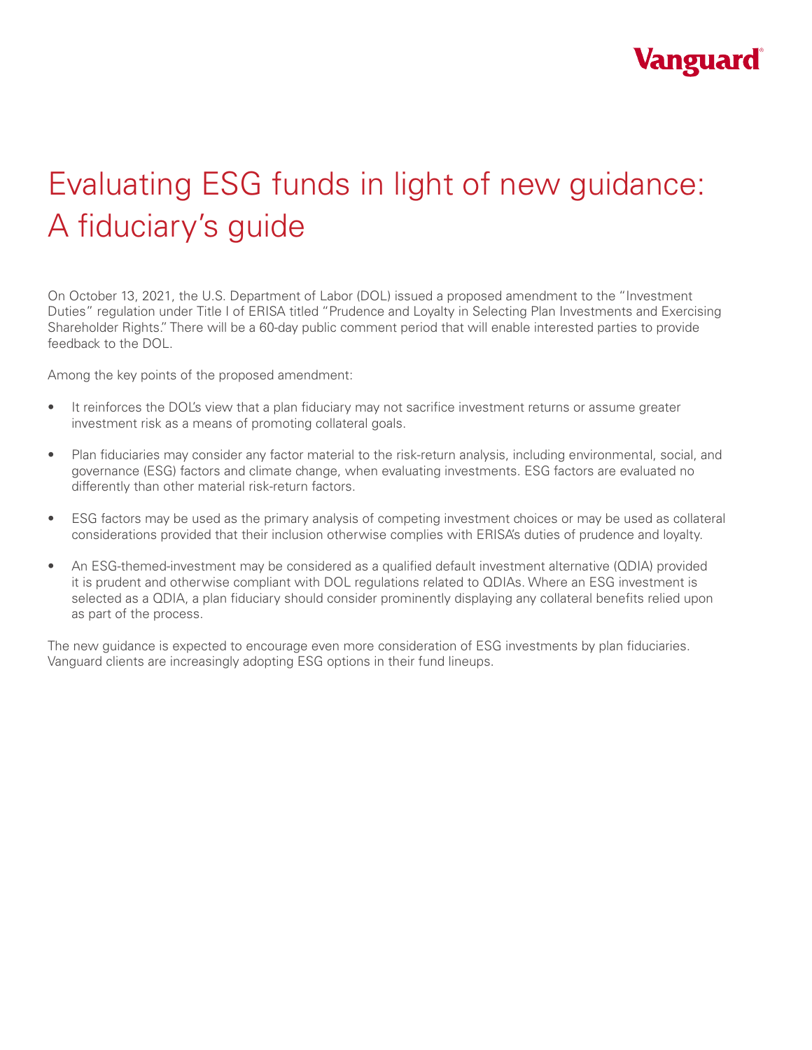# Evaluating ESG funds in light of new guidance: A fiduciary's guide

On October 13, 2021, the U.S. Department of Labor (DOL) issued a proposed amendment to the "Investment Duties" regulation under Title I of ERISA titled "Prudence and Loyalty in Selecting Plan Investments and Exercising Shareholder Rights." There will be a 60-day public comment period that will enable interested parties to provide feedback to the DOL.

Among the key points of the proposed amendment:

- It reinforces the DOL's view that a plan fiduciary may not sacrifice investment returns or assume greater investment risk as a means of promoting collateral goals.
- Plan fiduciaries may consider any factor material to the risk-return analysis, including environmental, social, and governance (ESG) factors and climate change, when evaluating investments. ESG factors are evaluated no differently than other material risk-return factors.
- ESG factors may be used as the primary analysis of competing investment choices or may be used as collateral considerations provided that their inclusion otherwise complies with ERISA's duties of prudence and loyalty.
- An ESG-themed-investment may be considered as a qualified default investment alternative (QDIA) provided it is prudent and otherwise compliant with DOL regulations related to QDIAs. Where an ESG investment is selected as a QDIA, a plan fiduciary should consider prominently displaying any collateral benefits relied upon as part of the process.

The new guidance is expected to encourage even more consideration of ESG investments by plan fiduciaries. Vanguard clients are increasingly adopting ESG options in their fund lineups.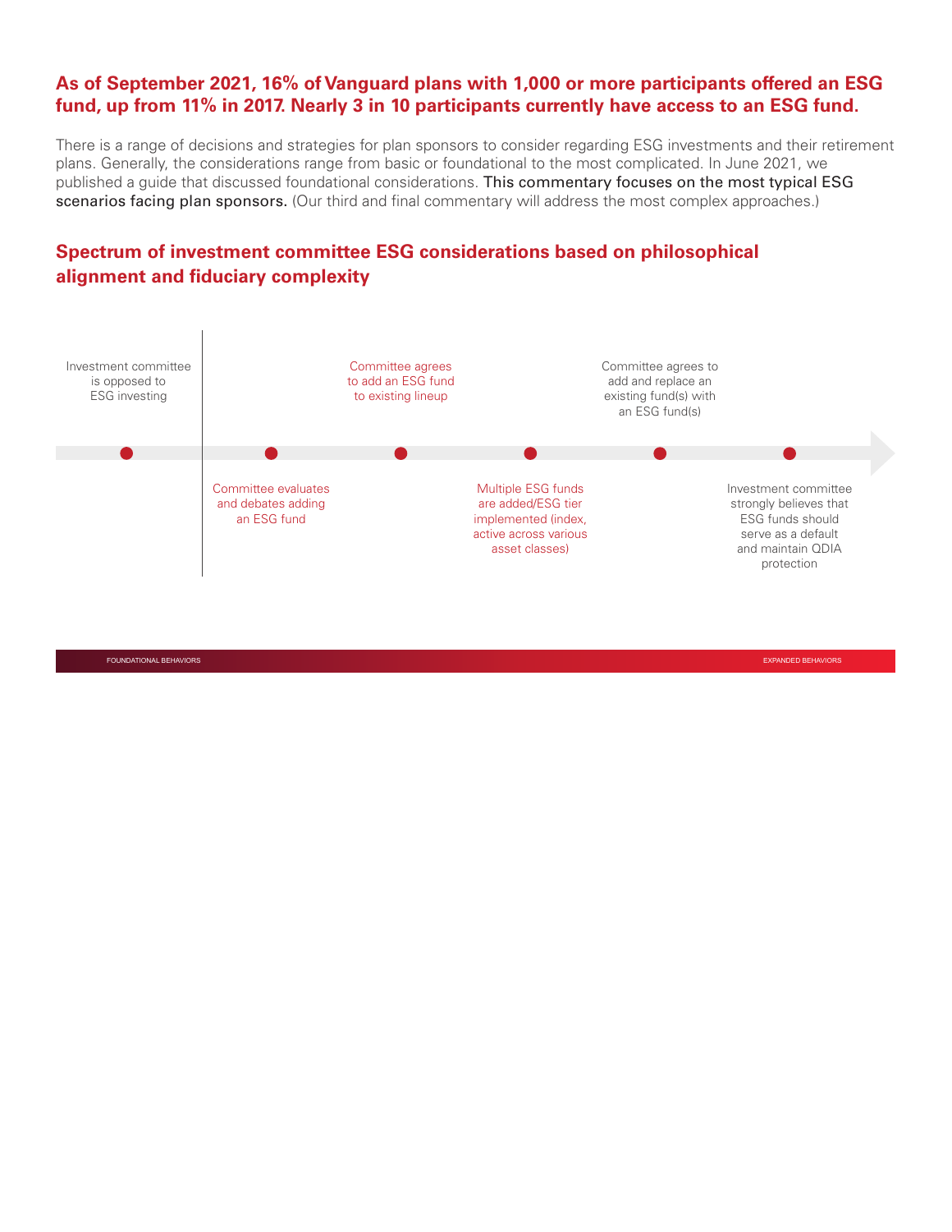## As of September 2021, 16% of Vanguard plans with 1,000 or more participants offered an ESG fund, up from 11% in 2017. Nearly 3 in 10 participants currently have access to an ESG fund.

There is a range of decisions and strategies for plan sponsors to consider regarding ESG investments and their retirement plans. Generally, the considerations range from basic or foundational to the most complicated. In June 2021, we published a guide that discussed foundational considerations. This commentary focuses on the most typical ESG scenarios facing plan sponsors. (Our third and final commentary will address the most complex approaches.)

## Spectrum of investment committee ESG considerations based on philosophical alignment and fiduciary complexity

- Investment committee is opposed to ESG investing
- Committee evaluates and debates adding an ESG fund
- Committee agrees to add an ESG fund to existing lineup
- Multiple ESG funds are added/ESG tier implemented (index, active across various asset classes)
- Committee agrees to add and replace an existing fund(s) with an ESG fund(s)
- Investment committee strongly believes that ESG funds should serve as a default and maintain QDIA protection

FOUNDATIONAL BEHAVIORS → EXPANDED BEHAVIORS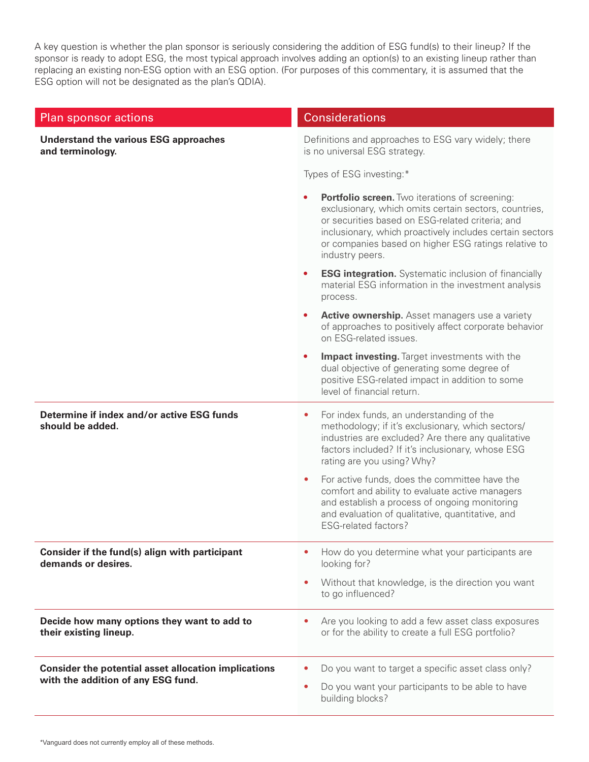A key question is whether the plan sponsor is seriously considering the addition of ESG fund(s) to their lineup? If the sponsor is ready to adopt ESG, the most typical approach involves adding an option(s) to an existing lineup rather than replacing an existing non-ESG option with an ESG option. (For purposes of this commentary, it is assumed that the ESG option will not be designated as the plan's QDIA).

| Plan sponsor actions | Considerations |
|---|---|
| **Understand the various ESG approaches and terminology.** | Definitions and approaches to ESG vary widely; there is no universal ESG strategy.<br><br>Types of ESG investing:*<br><br>• **Portfolio screen.** Two iterations of screening: exclusionary, which omits certain sectors, countries, or securities based on ESG-related criteria; and inclusionary, which proactively includes certain sectors or companies based on higher ESG ratings relative to industry peers.<br><br>• **ESG integration.** Systematic inclusion of financially material ESG information in the investment analysis process.<br><br>• **Active ownership.** Asset managers use a variety of approaches to positively affect corporate behavior on ESG-related issues.<br><br>• **Impact investing.** Target investments with the dual objective of generating some degree of positive ESG-related impact in addition to some level of financial return. |
| **Determine if index and/or active ESG funds should be added.** | • For index funds, an understanding of the methodology; if it's exclusionary, which sectors/industries are excluded? Are there any qualitative factors included? If it's inclusionary, whose ESG rating are you using? Why?<br><br>• For active funds, does the committee have the comfort and ability to evaluate active managers and establish a process of ongoing monitoring and evaluation of qualitative, quantitative, and ESG-related factors? |
| **Consider if the fund(s) align with participant demands or desires.** | • How do you determine what your participants are looking for?<br><br>• Without that knowledge, is the direction you want to go influenced? |
| **Decide how many options they want to add to their existing lineup.** | • Are you looking to add a few asset class exposures or for the ability to create a full ESG portfolio? |
| **Consider the potential asset allocation implications with the addition of any ESG fund.** | • Do you want to target a specific asset class only?<br><br>• Do you want your participants to be able to have building blocks? |

*Vanguard does not currently employ all of these methods.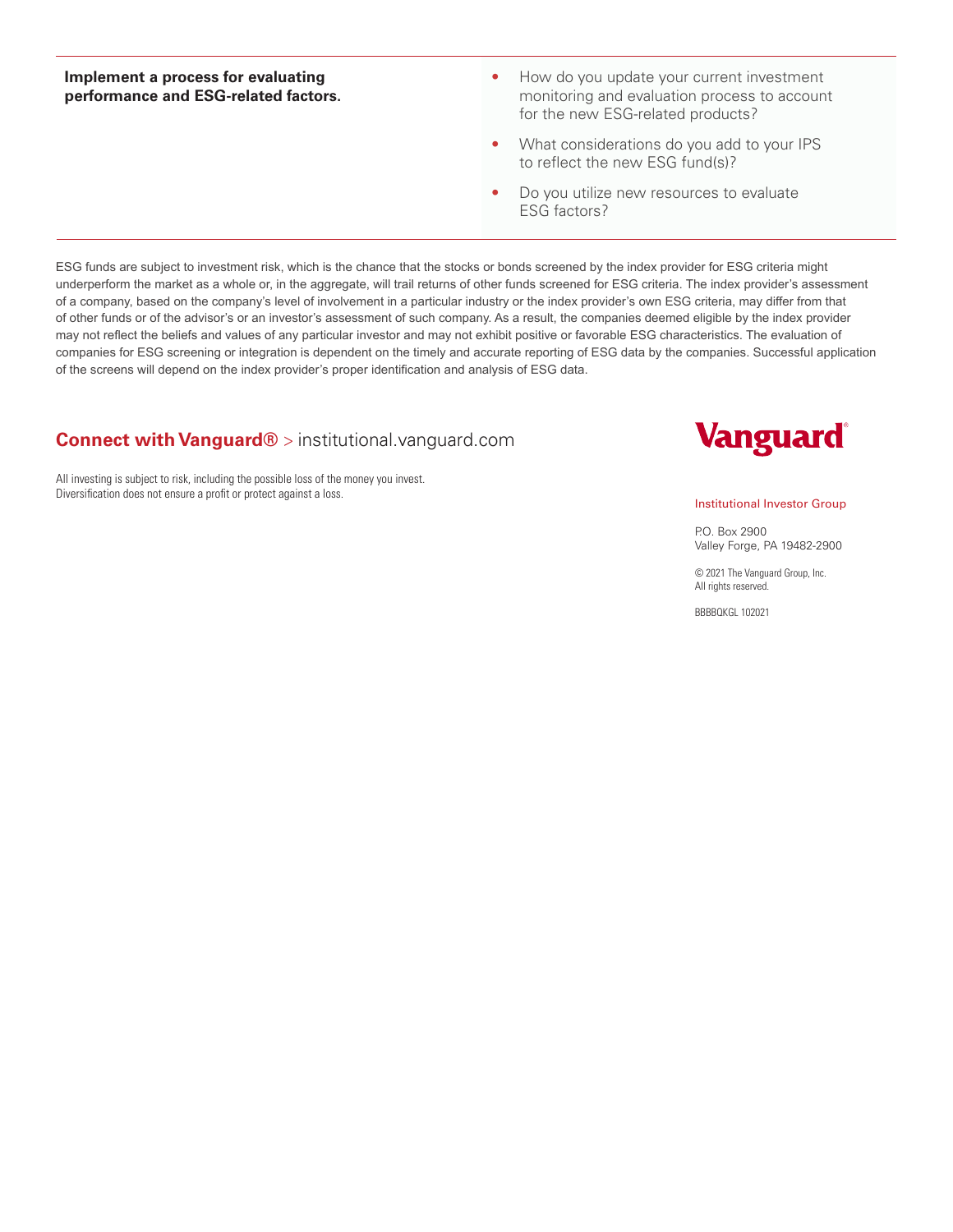| | |
|---|---|
| **Implement a process for evaluating performance and ESG-related factors.** | • How do you update your current investment monitoring and evaluation process to account for the new ESG-related products?<br>• What considerations do you add to your IPS to reflect the new ESG fund(s)?<br>• Do you utilize new resources to evaluate ESG factors? |

ESG funds are subject to investment risk, which is the chance that the stocks or bonds screened by the index provider for ESG criteria might underperform the market as a whole or, in the aggregate, will trail returns of other funds screened for ESG criteria. The index provider's assessment of a company, based on the company's level of involvement in a particular industry or the index provider's own ESG criteria, may differ from that of other funds or of the advisor's or an investor's assessment of such company. As a result, the companies deemed eligible by the index provider may not reflect the beliefs and values of any particular investor and may not exhibit positive or favorable ESG characteristics. The evaluation of companies for ESG screening or integration is dependent on the timely and accurate reporting of ESG data by the companies. Successful application of the screens will depend on the index provider's proper identification and analysis of ESG data.

**Connect with Vanguard®** > institutional.vanguard.com

All investing is subject to risk, including the possible loss of the money you invest.
Diversification does not ensure a profit or protect against a loss.

Vanguard®

Institutional Investor Group

P.O. Box 2900
Valley Forge, PA 19482-2900

© 2021 The Vanguard Group, Inc.
All rights reserved.

BBBBQKGL 102021